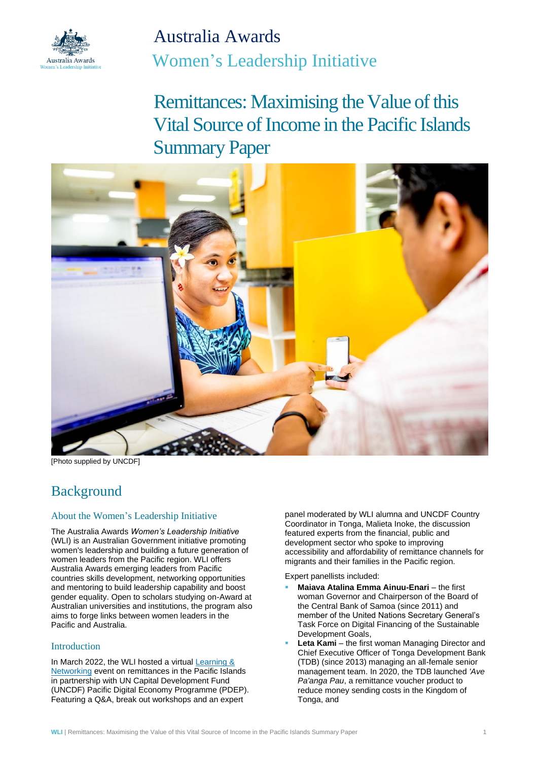# Australia Awards

## Women's Leadership Initiative

# Remittances: Maximising the Value of this Vital Source of Income in the Pacific Islands Summary Paper

[Photo supplied by UNCDF]

## Background

### About the Women's Leadership Initiative

The Australia Awards *Women's Leadership Initiative* (WLI) is an Australian Government initiative promoting women's leadership and building a future generation of women leaders from the Pacific region. WLI offers Australia Awards emerging leaders from Pacific countries skills development, networking opportunities and mentoring to build leadership capability and boost gender equality. Open to scholars studying on-Award at Australian universities and institutions, the program also aims to forge links between women leaders in the Pacific and Australia.

### Introduction

In March 2022, the WLI hosted a virtual [Learning & Networking] event on remittances in the Pacific Islands in partnership with UN Capital Development Fund (UNCDF) Pacific Digital Economy Programme (PDEP). Featuring a Q&A, break out workshops and an expert panel moderated by WLI alumna and UNCDF Country Coordinator in Tonga, Malieta Inoke, the discussion featured experts from the financial, public and development sector who spoke to improving accessibility and affordability of remittance channels for migrants and their families in the Pacific region.

Expert panellists included:

- **Maiava Atalina Emma Ainuu-Enari** – the first woman Governor and Chairperson of the Board of the Central Bank of Samoa (since 2011) and member of the United Nations Secretary General's Task Force on Digital Financing of the Sustainable Development Goals,
- **Leta Kami** – the first woman Managing Director and Chief Executive Officer of Tonga Development Bank (TDB) (since 2013) managing an all-female senior management team. In 2020, the TDB launched *'Ave Pa'anga Pau*, a remittance voucher product to reduce money sending costs in the Kingdom of Tonga, and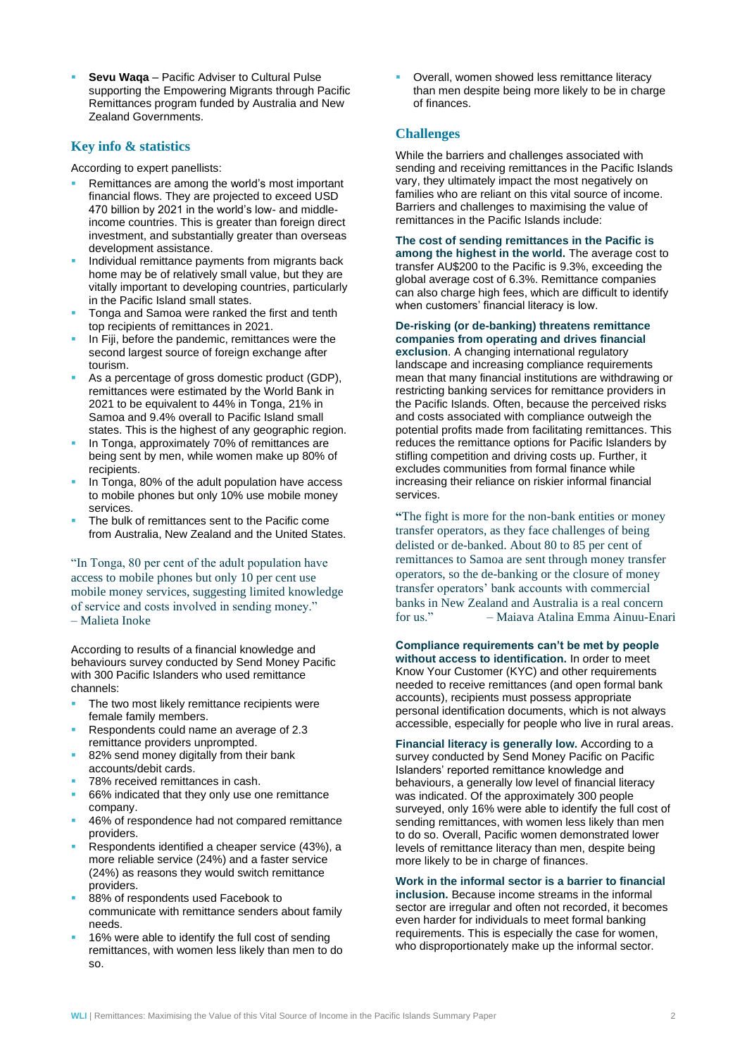- **Sevu Waqa** – Pacific Adviser to Cultural Pulse supporting the Empowering Migrants through Pacific Remittances program funded by Australia and New Zealand Governments.

## Key info & statistics

According to expert panellists:

- Remittances are among the world's most important financial flows. They are projected to exceed USD 470 billion by 2021 in the world's low- and middle-income countries. This is greater than foreign direct investment, and substantially greater than overseas development assistance.
- Individual remittance payments from migrants back home may be of relatively small value, but they are vitally important to developing countries, particularly in the Pacific Island small states.
- Tonga and Samoa were ranked the first and tenth top recipients of remittances in 2021.
- In Fiji, before the pandemic, remittances were the second largest source of foreign exchange after tourism.
- As a percentage of gross domestic product (GDP), remittances were estimated by the World Bank in 2021 to be equivalent to 44% in Tonga, 21% in Samoa and 9.4% overall to Pacific Island small states. This is the highest of any geographic region.
- In Tonga, approximately 70% of remittances are being sent by men, while women make up 80% of recipients.
- In Tonga, 80% of the adult population have access to mobile phones but only 10% use mobile money services.
- The bulk of remittances sent to the Pacific come from Australia, New Zealand and the United States.

"In Tonga, 80 per cent of the adult population have access to mobile phones but only 10 per cent use mobile money services, suggesting limited knowledge of service and costs involved in sending money." – Malieta Inoke

According to results of a financial knowledge and behaviours survey conducted by Send Money Pacific with 300 Pacific Islanders who used remittance channels:

- The two most likely remittance recipients were female family members.
- Respondents could name an average of 2.3 remittance providers unprompted.
- 82% send money digitally from their bank accounts/debit cards.
- 78% received remittances in cash.
- 66% indicated that they only use one remittance company.
- 46% of respondence had not compared remittance providers.
- Respondents identified a cheaper service (43%), a more reliable service (24%) and a faster service (24%) as reasons they would switch remittance providers.
- 88% of respondents used Facebook to communicate with remittance senders about family needs.
- 16% were able to identify the full cost of sending remittances, with women less likely than men to do so.
- Overall, women showed less remittance literacy than men despite being more likely to be in charge of finances.

## Challenges

While the barriers and challenges associated with sending and receiving remittances in the Pacific Islands vary, they ultimately impact the most negatively on families who are reliant on this vital source of income. Barriers and challenges to maximising the value of remittances in the Pacific Islands include:

**The cost of sending remittances in the Pacific is among the highest in the world.** The average cost to transfer AU$200 to the Pacific is 9.3%, exceeding the global average cost of 6.3%. Remittance companies can also charge high fees, which are difficult to identify when customers' financial literacy is low.

**De-risking (or de-banking) threatens remittance companies from operating and drives financial exclusion**. A changing international regulatory landscape and increasing compliance requirements mean that many financial institutions are withdrawing or restricting banking services for remittance providers in the Pacific Islands. Often, because the perceived risks and costs associated with compliance outweigh the potential profits made from facilitating remittances. This reduces the remittance options for Pacific Islanders by stifling competition and driving costs up. Further, it excludes communities from formal finance while increasing their reliance on riskier informal financial services.

"The fight is more for the non-bank entities or money transfer operators, as they face challenges of being delisted or de-banked. About 80 to 85 per cent of remittances to Samoa are sent through money transfer operators, so the de-banking or the closure of money transfer operators' bank accounts with commercial banks in New Zealand and Australia is a real concern for us." – Maiava Atalina Emma Ainuu-Enari

**Compliance requirements can't be met by people without access to identification.** In order to meet Know Your Customer (KYC) and other requirements needed to receive remittances (and open formal bank accounts), recipients must possess appropriate personal identification documents, which is not always accessible, especially for people who live in rural areas.

**Financial literacy is generally low.** According to a survey conducted by Send Money Pacific on Pacific Islanders' reported remittance knowledge and behaviours, a generally low level of financial literacy was indicated. Of the approximately 300 people surveyed, only 16% were able to identify the full cost of sending remittances, with women less likely than men to do so. Overall, Pacific women demonstrated lower levels of remittance literacy than men, despite being more likely to be in charge of finances.

**Work in the informal sector is a barrier to financial inclusion.** Because income streams in the informal sector are irregular and often not recorded, it becomes even harder for individuals to meet formal banking requirements. This is especially the case for women, who disproportionately make up the informal sector.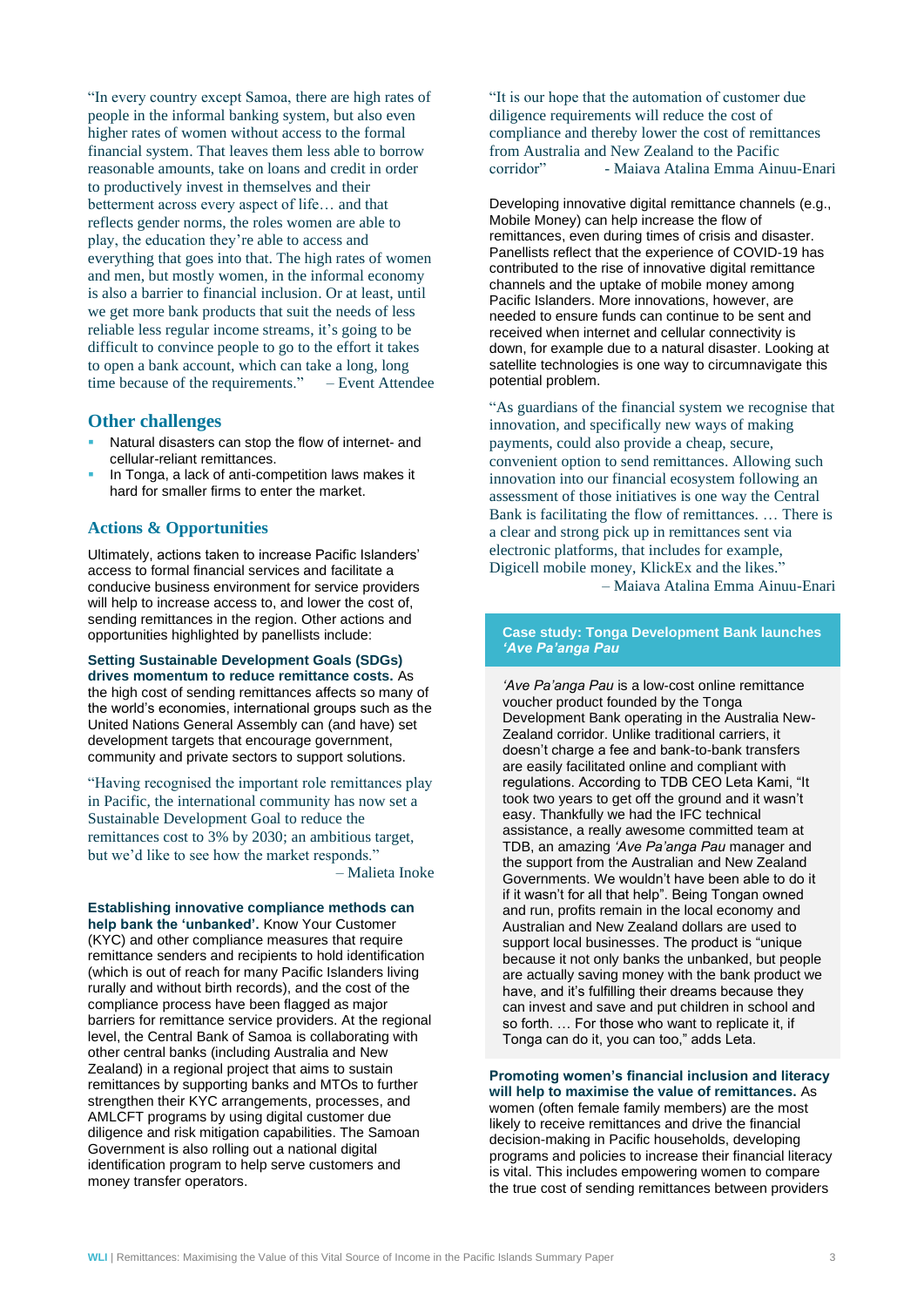"In every country except Samoa, there are high rates of people in the informal banking system, but also even higher rates of women without access to the formal financial system. That leaves them less able to borrow reasonable amounts, take on loans and credit in order to productively invest in themselves and their betterment across every aspect of life… and that reflects gender norms, the roles women are able to play, the education they're able to access and everything that goes into that. The high rates of women and men, but mostly women, in the informal economy is also a barrier to financial inclusion. Or at least, until we get more bank products that suit the needs of less reliable less regular income streams, it's going to be difficult to convince people to go to the effort it takes to open a bank account, which can take a long, long time because of the requirements." – Event Attendee

## Other challenges

- Natural disasters can stop the flow of internet- and cellular-reliant remittances.
- In Tonga, a lack of anti-competition laws makes it hard for smaller firms to enter the market.

## Actions & Opportunities

Ultimately, actions taken to increase Pacific Islanders' access to formal financial services and facilitate a conducive business environment for service providers will help to increase access to, and lower the cost of, sending remittances in the region. Other actions and opportunities highlighted by panellists include:

**Setting Sustainable Development Goals (SDGs) drives momentum to reduce remittance costs.** As the high cost of sending remittances affects so many of the world's economies, international groups such as the United Nations General Assembly can (and have) set development targets that encourage government, community and private sectors to support solutions.

"Having recognised the important role remittances play in Pacific, the international community has now set a Sustainable Development Goal to reduce the remittances cost to 3% by 2030; an ambitious target, but we'd like to see how the market responds."
– Malieta Inoke

**Establishing innovative compliance methods can help bank the 'unbanked'.** Know Your Customer (KYC) and other compliance measures that require remittance senders and recipients to hold identification (which is out of reach for many Pacific Islanders living rurally and without birth records), and the cost of the compliance process have been flagged as major barriers for remittance service providers. At the regional level, the Central Bank of Samoa is collaborating with other central banks (including Australia and New Zealand) in a regional project that aims to sustain remittances by supporting banks and MTOs to further strengthen their KYC arrangements, processes, and AMLCFT programs by using digital customer due diligence and risk mitigation capabilities. The Samoan Government is also rolling out a national digital identification program to help serve customers and money transfer operators.

"It is our hope that the automation of customer due diligence requirements will reduce the cost of compliance and thereby lower the cost of remittances from Australia and New Zealand to the Pacific corridor" - Maiava Atalina Emma Ainuu-Enari

Developing innovative digital remittance channels (e.g., Mobile Money) can help increase the flow of remittances, even during times of crisis and disaster. Panellists reflect that the experience of COVID-19 has contributed to the rise of innovative digital remittance channels and the uptake of mobile money among Pacific Islanders. More innovations, however, are needed to ensure funds can continue to be sent and received when internet and cellular connectivity is down, for example due to a natural disaster. Looking at satellite technologies is one way to circumnavigate this potential problem.

"As guardians of the financial system we recognise that innovation, and specifically new ways of making payments, could also provide a cheap, secure, convenient option to send remittances. Allowing such innovation into our financial ecosystem following an assessment of those initiatives is one way the Central Bank is facilitating the flow of remittances. … There is a clear and strong pick up in remittances sent via electronic platforms, that includes for example, Digicell mobile money, KlickEx and the likes."
– Maiava Atalina Emma Ainuu-Enari

**Case study: Tonga Development Bank launches *'Ave Pa'anga Pau***

*'Ave Pa'anga Pau* is a low-cost online remittance voucher product founded by the Tonga Development Bank operating in the Australia New-Zealand corridor. Unlike traditional carriers, it doesn't charge a fee and bank-to-bank transfers are easily facilitated online and compliant with regulations. According to TDB CEO Leta Kami, "It took two years to get off the ground and it wasn't easy. Thankfully we had the IFC technical assistance, a really awesome committed team at TDB, an amazing *'Ave Pa'anga Pau* manager and the support from the Australian and New Zealand Governments. We wouldn't have been able to do it if it wasn't for all that help". Being Tongan owned and run, profits remain in the local economy and Australian and New Zealand dollars are used to support local businesses. The product is "unique because it not only banks the unbanked, but people are actually saving money with the bank product we have, and it's fulfilling their dreams because they can invest and save and put children in school and so forth. … For those who want to replicate it, if Tonga can do it, you can too," adds Leta.

**Promoting women's financial inclusion and literacy will help to maximise the value of remittances.** As women (often female family members) are the most likely to receive remittances and drive the financial decision-making in Pacific households, developing programs and policies to increase their financial literacy is vital. This includes empowering women to compare the true cost of sending remittances between providers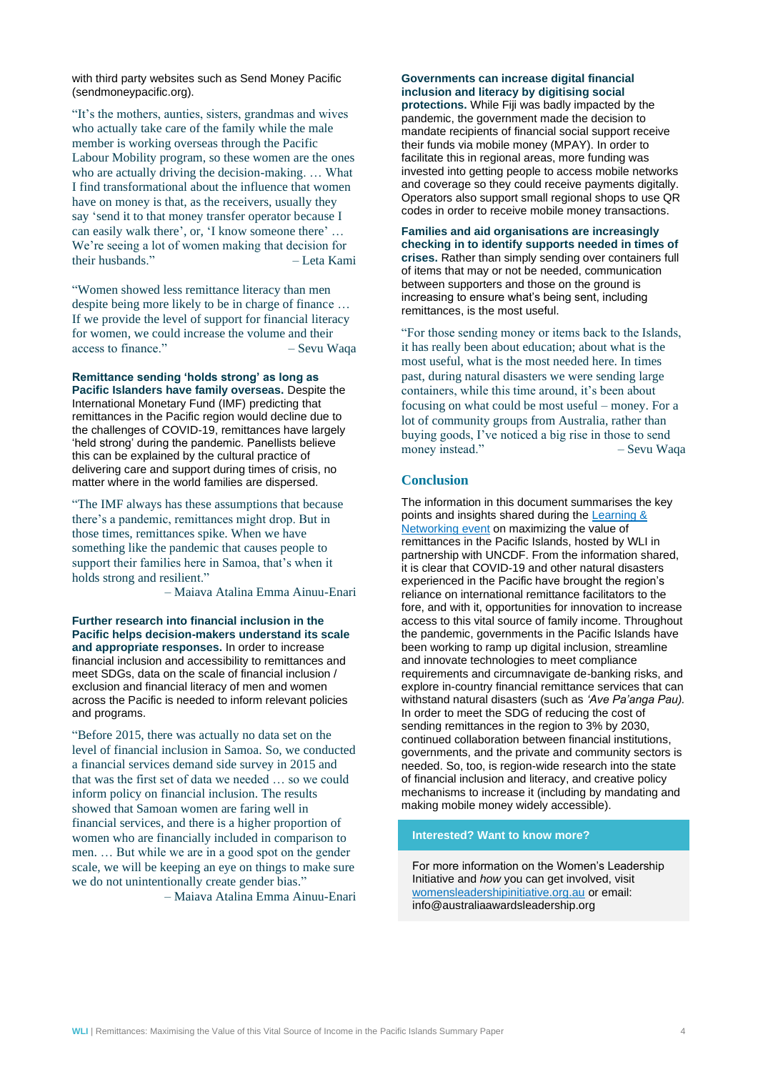with third party websites such as Send Money Pacific (sendmoneypacific.org).

"It's the mothers, aunties, sisters, grandmas and wives who actually take care of the family while the male member is working overseas through the Pacific Labour Mobility program, so these women are the ones who are actually driving the decision-making. … What I find transformational about the influence that women have on money is that, as the receivers, usually they say 'send it to that money transfer operator because I can easily walk there', or, 'I know someone there' … We're seeing a lot of women making that decision for their husbands." – Leta Kami

"Women showed less remittance literacy than men despite being more likely to be in charge of finance … If we provide the level of support for financial literacy for women, we could increase the volume and their access to finance." – Sevu Waqa

**Remittance sending 'holds strong' as long as Pacific Islanders have family overseas.** Despite the International Monetary Fund (IMF) predicting that remittances in the Pacific region would decline due to the challenges of COVID-19, remittances have largely 'held strong' during the pandemic. Panellists believe this can be explained by the cultural practice of delivering care and support during times of crisis, no matter where in the world families are dispersed.

"The IMF always has these assumptions that because there's a pandemic, remittances might drop. But in those times, remittances spike. When we have something like the pandemic that causes people to support their families here in Samoa, that's when it holds strong and resilient."
– Maiava Atalina Emma Ainuu-Enari

**Further research into financial inclusion in the Pacific helps decision-makers understand its scale and appropriate responses.** In order to increase financial inclusion and accessibility to remittances and meet SDGs, data on the scale of financial inclusion / exclusion and financial literacy of men and women across the Pacific is needed to inform relevant policies and programs.

"Before 2015, there was actually no data set on the level of financial inclusion in Samoa. So, we conducted a financial services demand side survey in 2015 and that was the first set of data we needed … so we could inform policy on financial inclusion. The results showed that Samoan women are faring well in financial services, and there is a higher proportion of women who are financially included in comparison to men. … But while we are in a good spot on the gender scale, we will be keeping an eye on things to make sure we do not unintentionally create gender bias."
– Maiava Atalina Emma Ainuu-Enari

**Governments can increase digital financial inclusion and literacy by digitising social protections.** While Fiji was badly impacted by the pandemic, the government made the decision to mandate recipients of financial social support receive their funds via mobile money (MPAY). In order to facilitate this in regional areas, more funding was invested into getting people to access mobile networks and coverage so they could receive payments digitally. Operators also support small regional shops to use QR codes in order to receive mobile money transactions.

**Families and aid organisations are increasingly checking in to identify supports needed in times of crises.** Rather than simply sending over containers full of items that may or not be needed, communication between supporters and those on the ground is increasing to ensure what's being sent, including remittances, is the most useful.

"For those sending money or items back to the Islands, it has really been about education; about what is the most useful, what is the most needed here. In times past, during natural disasters we were sending large containers, while this time around, it's been about focusing on what could be most useful – money. For a lot of community groups from Australia, rather than buying goods, I've noticed a big rise in those to send money instead." – Sevu Waqa

## Conclusion

The information in this document summarises the key points and insights shared during the Learning & Networking event on maximizing the value of remittances in the Pacific Islands, hosted by WLI in partnership with UNCDF. From the information shared, it is clear that COVID-19 and other natural disasters experienced in the Pacific have brought the region's reliance on international remittance facilitators to the fore, and with it, opportunities for innovation to increase access to this vital source of family income. Throughout the pandemic, governments in the Pacific Islands have been working to ramp up digital inclusion, streamline and innovate technologies to meet compliance requirements and circumnavigate de-banking risks, and explore in-country financial remittance services that can withstand natural disasters (such as *'Ave Pa'anga Pau).* In order to meet the SDG of reducing the cost of sending remittances in the region to 3% by 2030, continued collaboration between financial institutions, governments, and the private and community sectors is needed. So, too, is region-wide research into the state of financial inclusion and literacy, and creative policy mechanisms to increase it (including by mandating and making mobile money widely accessible).

**Interested? Want to know more?**

For more information on the Women's Leadership Initiative and *how* you can get involved, visit womensleadershipinitiative.org.au or email: info@australiaawardsleadership.org